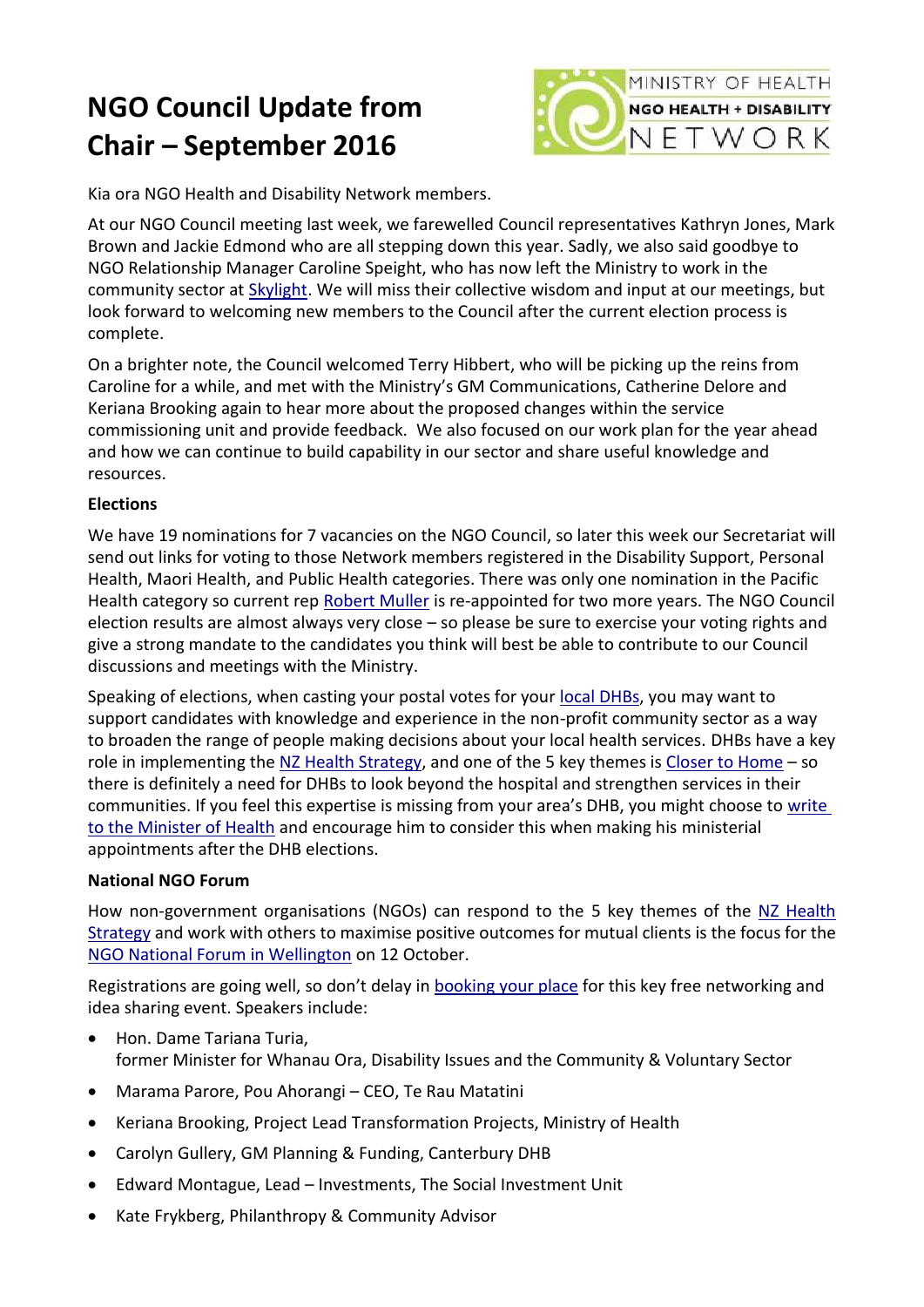# NGO Council Update from Chair – September 2016

Kia ora NGO Health and Disability Network members.

At our NGO Council meeting last week, we farewelled Council representatives Kathryn Jones, Mark Brown and Jackie Edmond who are all stepping down this year. Sadly, we also said goodbye to NGO Relationship Manager Caroline Speight, who has now left the Ministry to work in the community sector at Skylight. We will miss their collective wisdom and input at our meetings, but look forward to welcoming new members to the Council after the current election process is complete.

On a brighter note, the Council welcomed Terry Hibbert, who will be picking up the reins from Caroline for a while, and met with the Ministry's GM Communications, Catherine Delore and Keriana Brooking again to hear more about the proposed changes within the service commissioning unit and provide feedback. We also focused on our work plan for the year ahead and how we can continue to build capability in our sector and share useful knowledge and resources.

**Elections**

We have 19 nominations for 7 vacancies on the NGO Council, so later this week our Secretariat will send out links for voting to those Network members registered in the Disability Support, Personal Health, Maori Health, and Public Health categories. There was only one nomination in the Pacific Health category so current rep Robert Muller is re-appointed for two more years. The NGO Council election results are almost always very close – so please be sure to exercise your voting rights and give a strong mandate to the candidates you think will best be able to contribute to our Council discussions and meetings with the Ministry.

Speaking of elections, when casting your postal votes for your local DHBs, you may want to support candidates with knowledge and experience in the non-profit community sector as a way to broaden the range of people making decisions about your local health services. DHBs have a key role in implementing the NZ Health Strategy, and one of the 5 key themes is Closer to Home – so there is definitely a need for DHBs to look beyond the hospital and strengthen services in their communities. If you feel this expertise is missing from your area's DHB, you might choose to write to the Minister of Health and encourage him to consider this when making his ministerial appointments after the DHB elections.

**National NGO Forum**

How non-government organisations (NGOs) can respond to the 5 key themes of the NZ Health Strategy and work with others to maximise positive outcomes for mutual clients is the focus for the NGO National Forum in Wellington on 12 October.

Registrations are going well, so don't delay in booking your place for this key free networking and idea sharing event. Speakers include:

- Hon. Dame Tariana Turia,
  former Minister for Whanau Ora, Disability Issues and the Community & Voluntary Sector
- Marama Parore, Pou Ahorangi – CEO, Te Rau Matatini
- Keriana Brooking, Project Lead Transformation Projects, Ministry of Health
- Carolyn Gullery, GM Planning & Funding, Canterbury DHB
- Edward Montague, Lead – Investments, The Social Investment Unit
- Kate Frykberg, Philanthropy & Community Advisor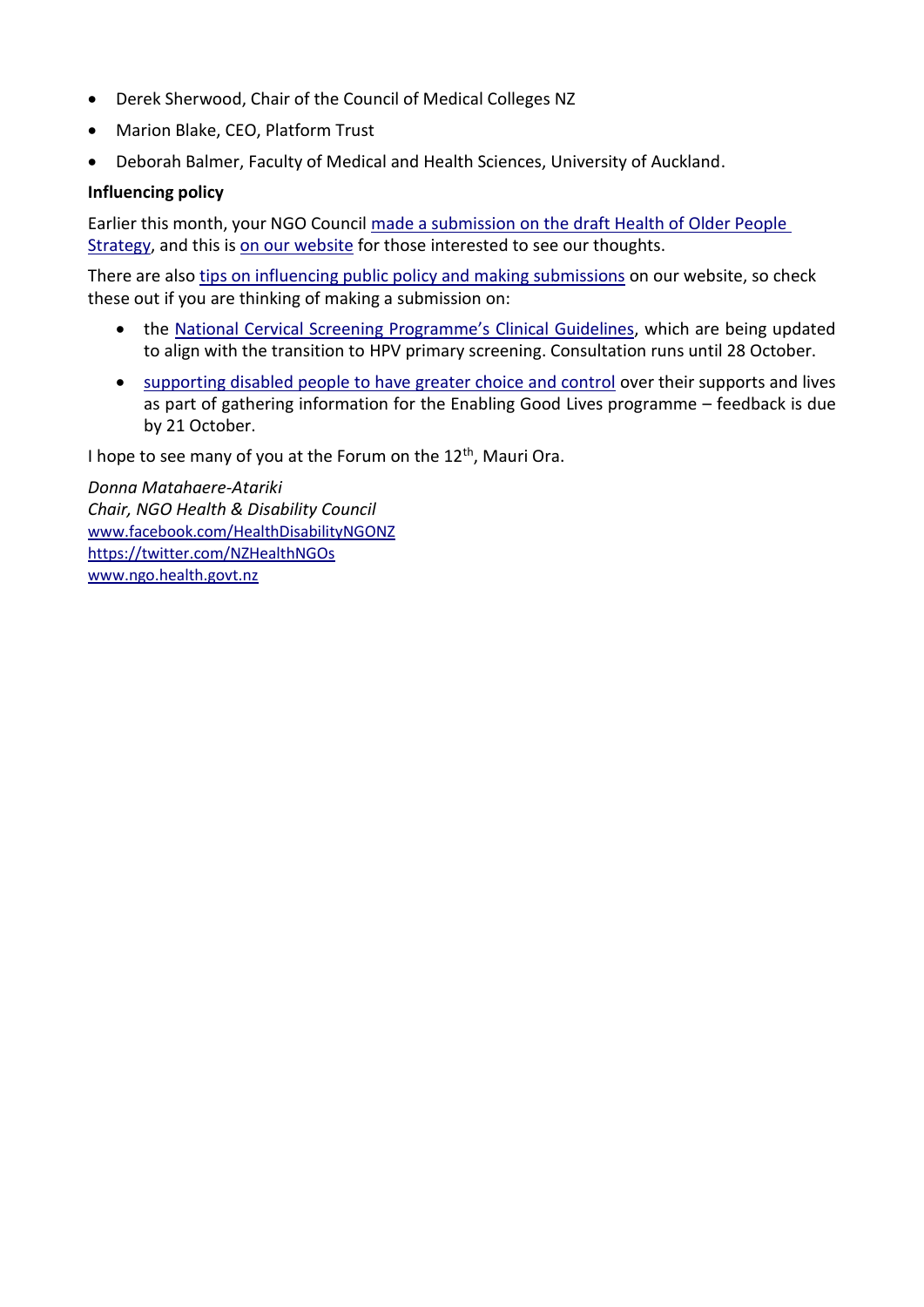- Derek Sherwood, Chair of the Council of Medical Colleges NZ
- Marion Blake, CEO, Platform Trust
- Deborah Balmer, Faculty of Medical and Health Sciences, University of Auckland.

**Influencing policy**

Earlier this month, your NGO Council made a submission on the draft Health of Older People Strategy, and this is on our website for those interested to see our thoughts.

There are also tips on influencing public policy and making submissions on our website, so check these out if you are thinking of making a submission on:

- the National Cervical Screening Programme's Clinical Guidelines, which are being updated to align with the transition to HPV primary screening. Consultation runs until 28 October.
- supporting disabled people to have greater choice and control over their supports and lives as part of gathering information for the Enabling Good Lives programme – feedback is due by 21 October.

I hope to see many of you at the Forum on the 12th, Mauri Ora.

*Donna Matahaere-Atariki*
*Chair, NGO Health & Disability Council*
www.facebook.com/HealthDisabilityNGONZ
https://twitter.com/NZHealthNGOs
www.ngo.health.govt.nz